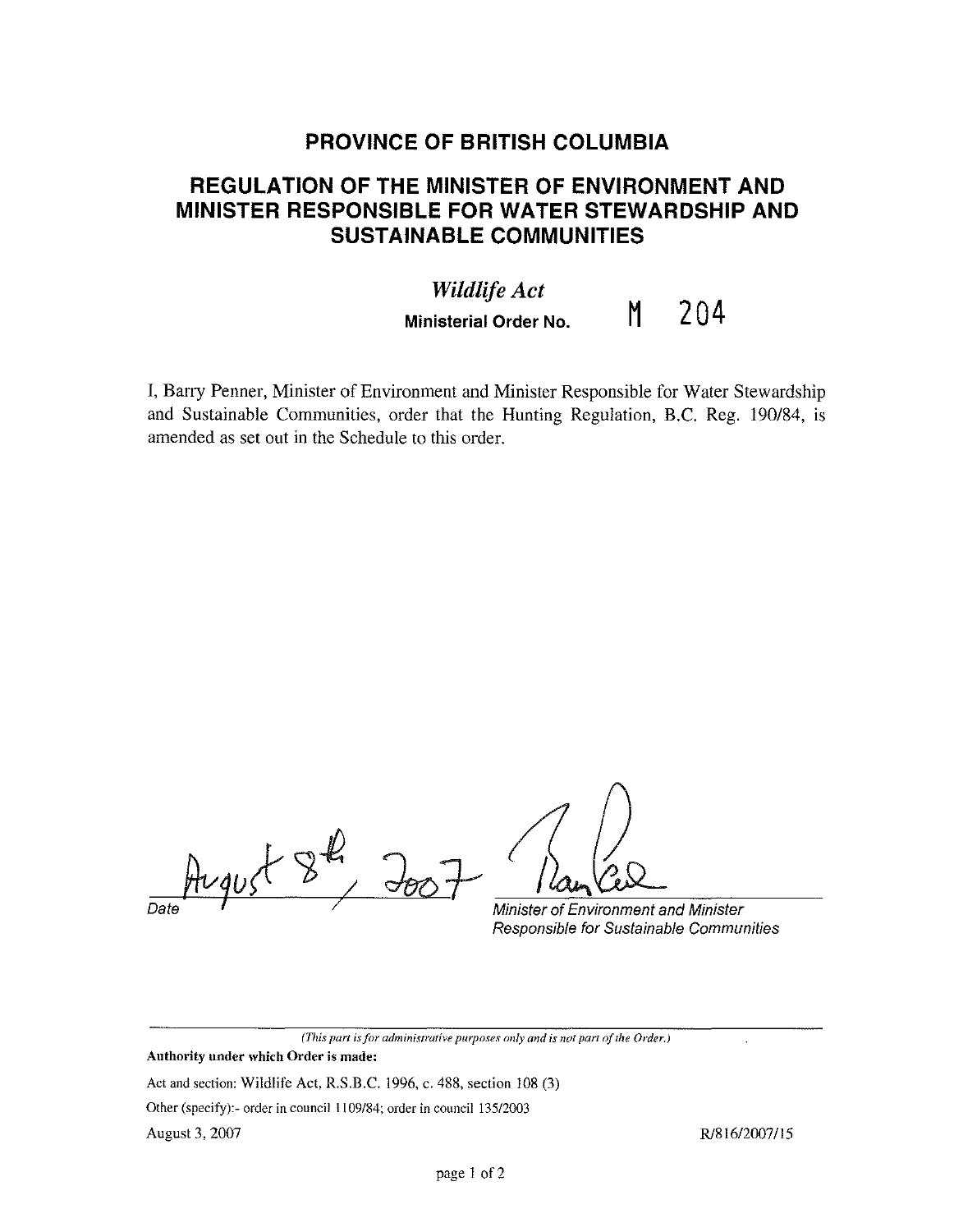# PROVINCE OF BRITISH COLUMBIA

## REGULATION OF THE MINISTER OF ENVIRONMENT AND MINISTER RESPONSIBLE FOR WATER STEWARDSHIP AND SUSTAINABLE COMMUNITIES

*Wildlife Act*

**Ministerial Order No.** M 204

I, Barry Penner, Minister of Environment and Minister Responsible for Water Stewardship and Sustainable Communities, order that the Hunting Regulation, B.C. Reg. 190/84, is amended as set out in the Schedule to this order.

August 8th, 2007

*Date*

*Minister of Environment and Minister Responsible for Sustainable Communities*

---

*(This part is for administrative purposes only and is not part of the Order.)*

**Authority under which Order is made:**

Act and section: Wildlife Act, R.S.B.C. 1996, c. 488, section 108 (3)

Other (specify):- order in council 1109/84; order in council 135/2003

August 3, 2007

R/816/2007/15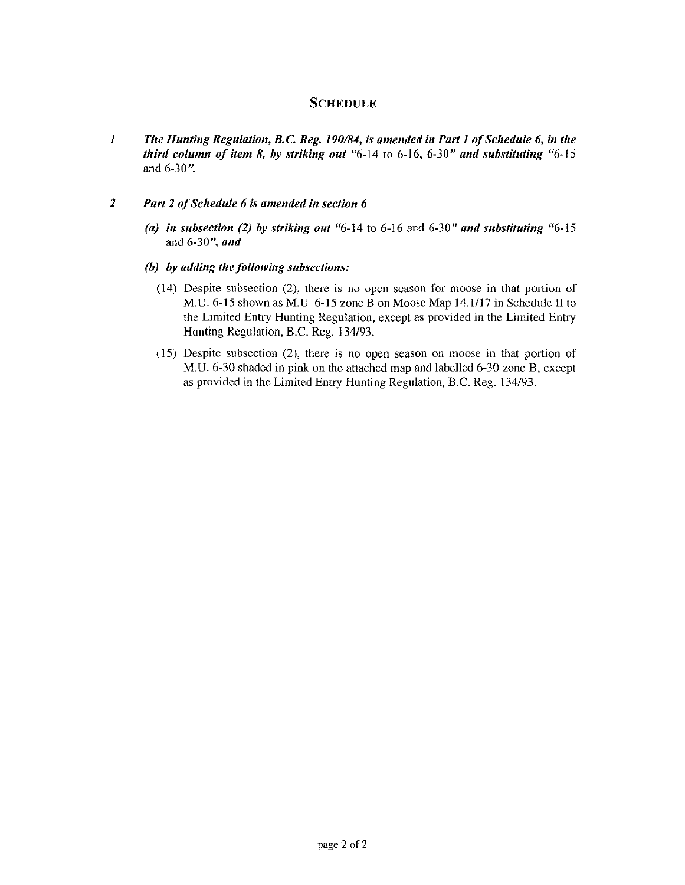## SCHEDULE

**1** ***The Hunting Regulation, B.C. Reg. 190/84, is amended in Part 1 of Schedule 6, in the third column of item 8, by striking out*** "6-14 to 6-16, 6-30" ***and substituting*** "6-15 and 6-30".

**2** ***Part 2 of Schedule 6 is amended in section 6***

***(a) in subsection (2) by striking out*** "6-14 to 6-16 and 6-30" ***and substituting*** "6-15 and 6-30", ***and***

***(b) by adding the following subsections:***

(14) Despite subsection (2), there is no open season for moose in that portion of M.U. 6-15 shown as M.U. 6-15 zone B on Moose Map 14.1/17 in Schedule II to the Limited Entry Hunting Regulation, except as provided in the Limited Entry Hunting Regulation, B.C. Reg. 134/93.

(15) Despite subsection (2), there is no open season on moose in that portion of M.U. 6-30 shaded in pink on the attached map and labelled 6-30 zone B, except as provided in the Limited Entry Hunting Regulation, B.C. Reg. 134/93.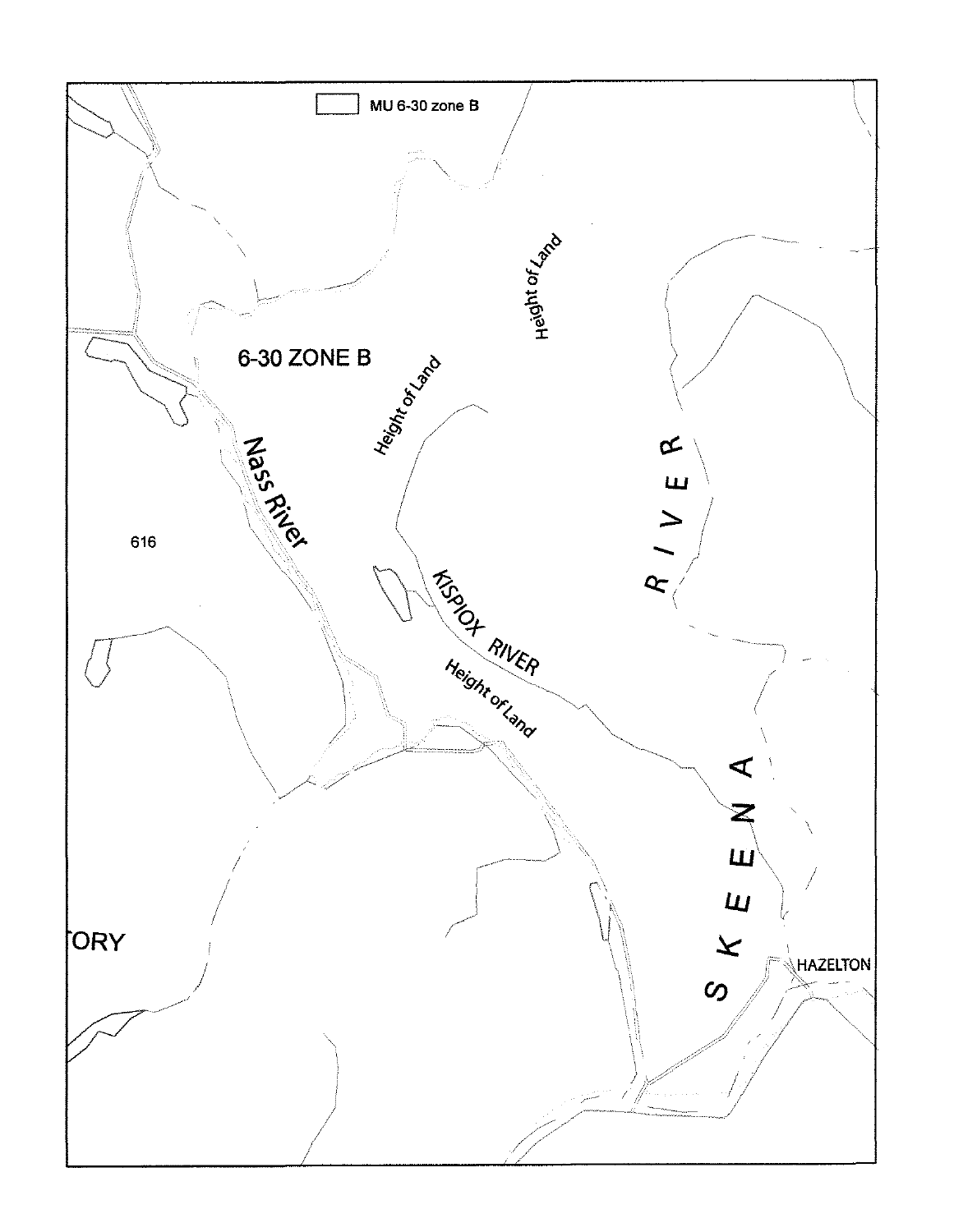MU 6-30 zone B

6-30 ZONE B

Height of Land

Height of Land

Nass River

616

KISPIOX RIVER

Height of Land

RIVER

SKEENA

HAZELTON

TORY